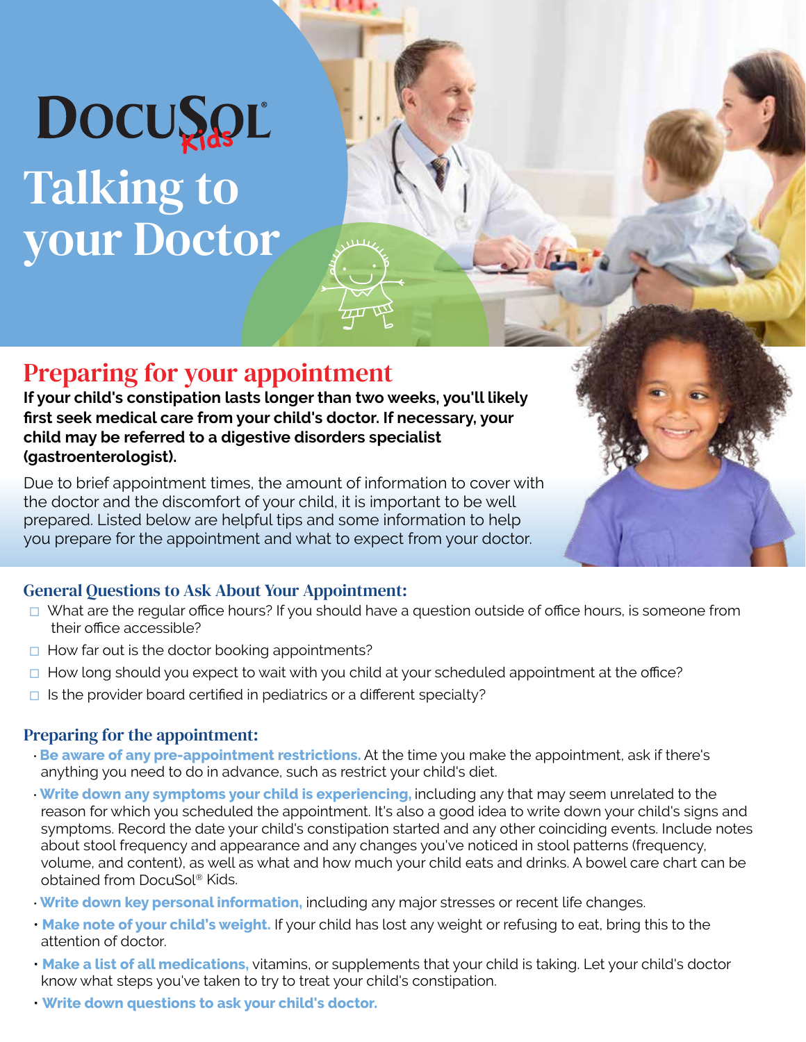# DocuSol Kids

# Talking to your Doctor

## Preparing for your appointment

**If your child's constipation lasts longer than two weeks, you'll likely first seek medical care from your child's doctor. If necessary, your child may be referred to a digestive disorders specialist (gastroenterologist).**

Due to brief appointment times, the amount of information to cover with the doctor and the discomfort of your child, it is important to be well prepared. Listed below are helpful tips and some information to help you prepare for the appointment and what to expect from your doctor.

### General Questions to Ask About Your Appointment:

- ☐ What are the regular office hours? If you should have a question outside of office hours, is someone from their office accessible?
- ☐ How far out is the doctor booking appointments?
- ☐ How long should you expect to wait with you child at your scheduled appointment at the office?
- ☐ Is the provider board certified in pediatrics or a different specialty?

### Preparing for the appointment:

- **Be aware of any pre-appointment restrictions.** At the time you make the appointment, ask if there's anything you need to do in advance, such as restrict your child's diet.
- **Write down any symptoms your child is experiencing,** including any that may seem unrelated to the reason for which you scheduled the appointment. It's also a good idea to write down your child's signs and symptoms. Record the date your child's constipation started and any other coinciding events. Include notes about stool frequency and appearance and any changes you've noticed in stool patterns (frequency, volume, and content), as well as what and how much your child eats and drinks. A bowel care chart can be obtained from DocuSol® Kids.
- **Write down key personal information,** including any major stresses or recent life changes.
- **Make note of your child's weight.** If your child has lost any weight or refusing to eat, bring this to the attention of doctor.
- **Make a list of all medications,** vitamins, or supplements that your child is taking. Let your child's doctor know what steps you've taken to try to treat your child's constipation.
- **Write down questions to ask your child's doctor.**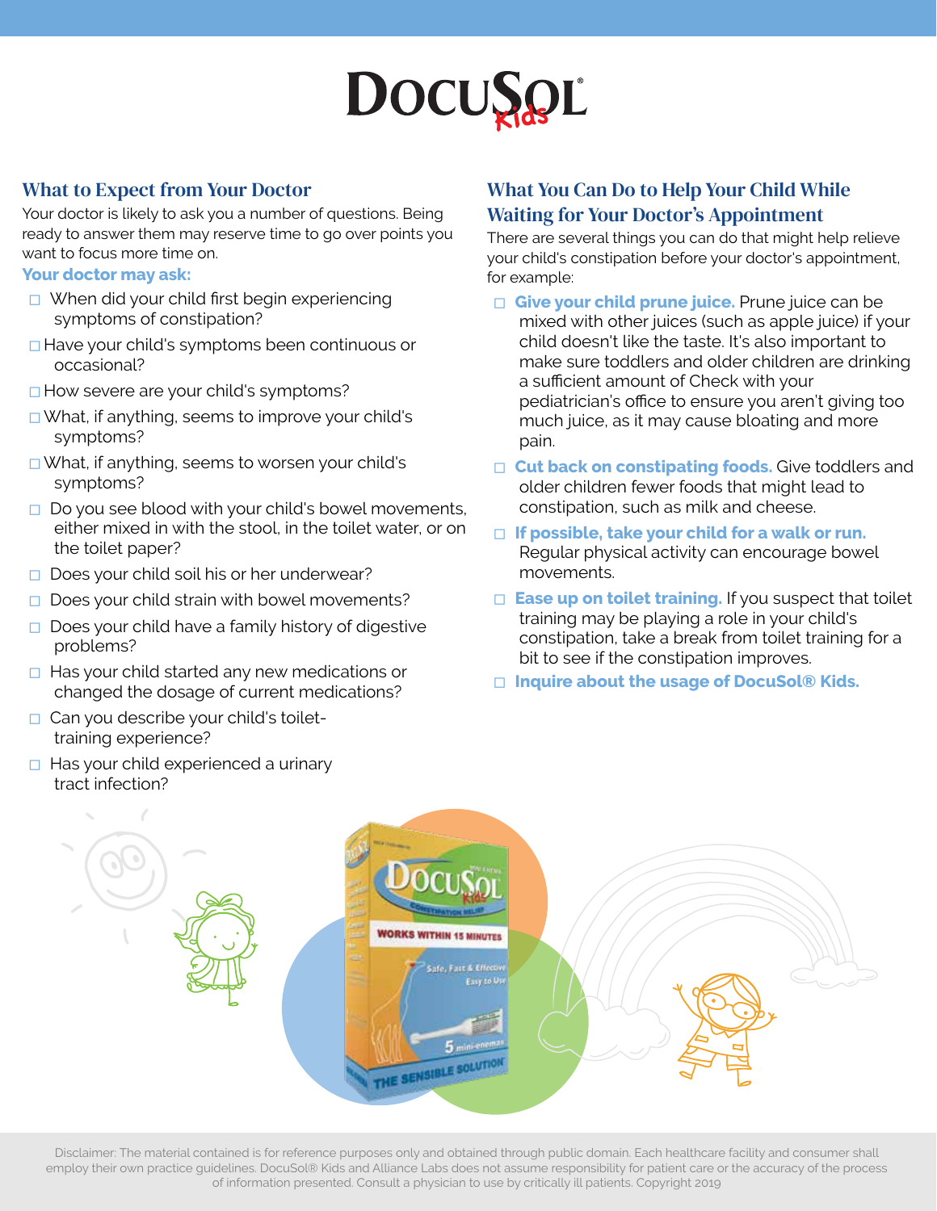# DocuSol Kids

## What to Expect from Your Doctor

Your doctor is likely to ask you a number of questions. Being ready to answer them may reserve time to go over points you want to focus more time on.

### Your doctor may ask:

- ☐ When did your child first begin experiencing symptoms of constipation?
- ☐ Have your child's symptoms been continuous or occasional?
- ☐ How severe are your child's symptoms?
- ☐ What, if anything, seems to improve your child's symptoms?
- ☐ What, if anything, seems to worsen your child's symptoms?
- ☐ Do you see blood with your child's bowel movements, either mixed in with the stool, in the toilet water, or on the toilet paper?
- ☐ Does your child soil his or her underwear?
- ☐ Does your child strain with bowel movements?
- ☐ Does your child have a family history of digestive problems?
- ☐ Has your child started any new medications or changed the dosage of current medications?
- ☐ Can you describe your child's toilet-training experience?
- ☐ Has your child experienced a urinary tract infection?

## What You Can Do to Help Your Child While Waiting for Your Doctor's Appointment

There are several things you can do that might help relieve your child's constipation before your doctor's appointment, for example:

- ☐ **Give your child prune juice.** Prune juice can be mixed with other juices (such as apple juice) if your child doesn't like the taste. It's also important to make sure toddlers and older children are drinking a sufficient amount of Check with your pediatrician's office to ensure you aren't giving too much juice, as it may cause bloating and more pain.
- ☐ **Cut back on constipating foods.** Give toddlers and older children fewer foods that might lead to constipation, such as milk and cheese.
- ☐ **If possible, take your child for a walk or run.** Regular physical activity can encourage bowel movements.
- ☐ **Ease up on toilet training.** If you suspect that toilet training may be playing a role in your child's constipation, take a break from toilet training for a bit to see if the constipation improves.
- ☐ **Inquire about the usage of DocuSol® Kids.**

Disclaimer: The material contained is for reference purposes only and obtained through public domain. Each healthcare facility and consumer shall employ their own practice guidelines. DocuSol® Kids and Alliance Labs does not assume responsibility for patient care or the accuracy of the process of information presented. Consult a physician to use by critically ill patients. Copyright 2019